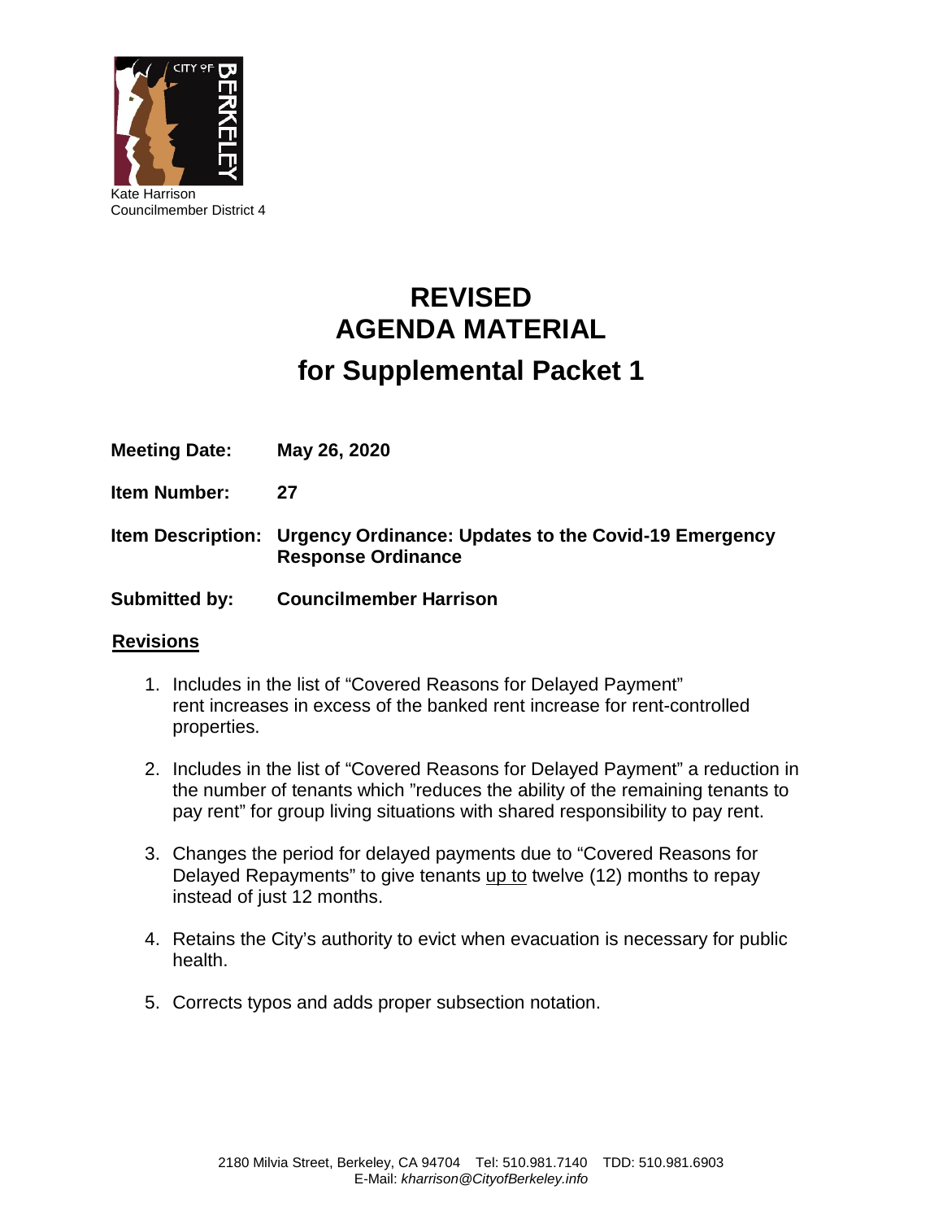Kate Harrison
Councilmember District 4

# REVISED AGENDA MATERIAL

## for Supplemental Packet 1

**Meeting Date:** **May 26, 2020**

**Item Number:** **27**

**Item Description:** **Urgency Ordinance: Updates to the Covid-19 Emergency Response Ordinance**

**Submitted by:** **Councilmember Harrison**

**Revisions**

1. Includes in the list of "Covered Reasons for Delayed Payment" rent increases in excess of the banked rent increase for rent-controlled properties.

2. Includes in the list of "Covered Reasons for Delayed Payment" a reduction in the number of tenants which "reduces the ability of the remaining tenants to pay rent" for group living situations with shared responsibility to pay rent.

3. Changes the period for delayed payments due to "Covered Reasons for Delayed Repayments" to give tenants up to twelve (12) months to repay instead of just 12 months.

4. Retains the City's authority to evict when evacuation is necessary for public health.

5. Corrects typos and adds proper subsection notation.

2180 Milvia Street, Berkeley, CA 94704 Tel: 510.981.7140 TDD: 510.981.6903
E-Mail: *kharrison@CityofBerkeley.info*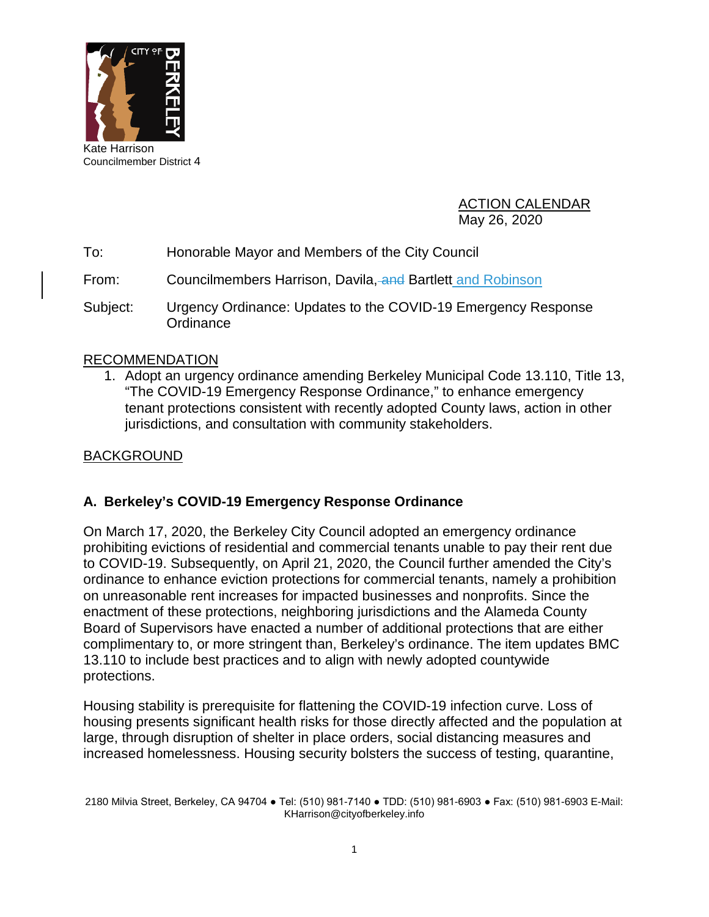Kate Harrison
Councilmember District 4

ACTION CALENDAR
May 26, 2020

To: Honorable Mayor and Members of the City Council

From: Councilmembers Harrison, Davila, ~~and~~ Bartlett and Robinson

Subject: Urgency Ordinance: Updates to the COVID-19 Emergency Response Ordinance

## RECOMMENDATION

1. Adopt an urgency ordinance amending Berkeley Municipal Code 13.110, Title 13, "The COVID-19 Emergency Response Ordinance," to enhance emergency tenant protections consistent with recently adopted County laws, action in other jurisdictions, and consultation with community stakeholders.

## BACKGROUND

### A. Berkeley's COVID-19 Emergency Response Ordinance

On March 17, 2020, the Berkeley City Council adopted an emergency ordinance prohibiting evictions of residential and commercial tenants unable to pay their rent due to COVID-19. Subsequently, on April 21, 2020, the Council further amended the City's ordinance to enhance eviction protections for commercial tenants, namely a prohibition on unreasonable rent increases for impacted businesses and nonprofits. Since the enactment of these protections, neighboring jurisdictions and the Alameda County Board of Supervisors have enacted a number of additional protections that are either complimentary to, or more stringent than, Berkeley's ordinance. The item updates BMC 13.110 to include best practices and to align with newly adopted countywide protections.

Housing stability is prerequisite for flattening the COVID-19 infection curve. Loss of housing presents significant health risks for those directly affected and the population at large, through disruption of shelter in place orders, social distancing measures and increased homelessness. Housing security bolsters the success of testing, quarantine,

2180 Milvia Street, Berkeley, CA 94704 ● Tel: (510) 981-7140 ● TDD: (510) 981-6903 ● Fax: (510) 981-6903 E-Mail: KHarrison@cityofberkeley.info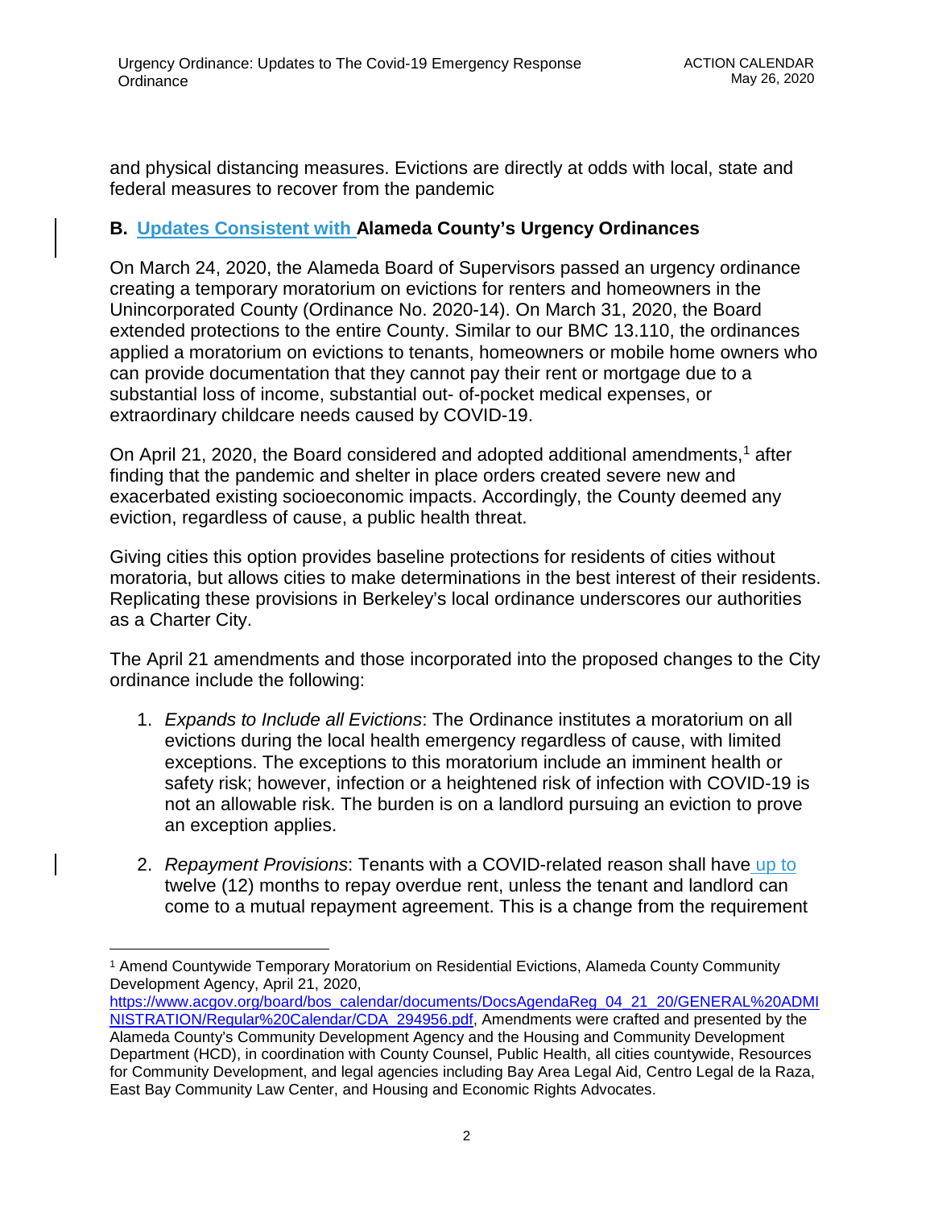and physical distancing measures. Evictions are directly at odds with local, state and federal measures to recover from the pandemic

### B. Updates Consistent with Alameda County's Urgency Ordinances

On March 24, 2020, the Alameda Board of Supervisors passed an urgency ordinance creating a temporary moratorium on evictions for renters and homeowners in the Unincorporated County (Ordinance No. 2020-14). On March 31, 2020, the Board extended protections to the entire County. Similar to our BMC 13.110, the ordinances applied a moratorium on evictions to tenants, homeowners or mobile home owners who can provide documentation that they cannot pay their rent or mortgage due to a substantial loss of income, substantial out- of-pocket medical expenses, or extraordinary childcare needs caused by COVID-19.

On April 21, 2020, the Board considered and adopted additional amendments,[1] after finding that the pandemic and shelter in place orders created severe new and exacerbated existing socioeconomic impacts. Accordingly, the County deemed any eviction, regardless of cause, a public health threat.

Giving cities this option provides baseline protections for residents of cities without moratoria, but allows cities to make determinations in the best interest of their residents. Replicating these provisions in Berkeley's local ordinance underscores our authorities as a Charter City.

The April 21 amendments and those incorporated into the proposed changes to the City ordinance include the following:

1. *Expands to Include all Evictions*: The Ordinance institutes a moratorium on all evictions during the local health emergency regardless of cause, with limited exceptions. The exceptions to this moratorium include an imminent health or safety risk; however, infection or a heightened risk of infection with COVID-19 is not an allowable risk. The burden is on a landlord pursuing an eviction to prove an exception applies.

2. *Repayment Provisions*: Tenants with a COVID-related reason shall have up to twelve (12) months to repay overdue rent, unless the tenant and landlord can come to a mutual repayment agreement. This is a change from the requirement

---

[1] Amend Countywide Temporary Moratorium on Residential Evictions, Alameda County Community Development Agency, April 21, 2020, https://www.acgov.org/board/bos_calendar/documents/DocsAgendaReg_04_21_20/GENERAL%20ADMINISTRATION/Regular%20Calendar/CDA_294956.pdf, Amendments were crafted and presented by the Alameda County's Community Development Agency and the Housing and Community Development Department (HCD), in coordination with County Counsel, Public Health, all cities countywide, Resources for Community Development, and legal agencies including Bay Area Legal Aid, Centro Legal de la Raza, East Bay Community Law Center, and Housing and Economic Rights Advocates.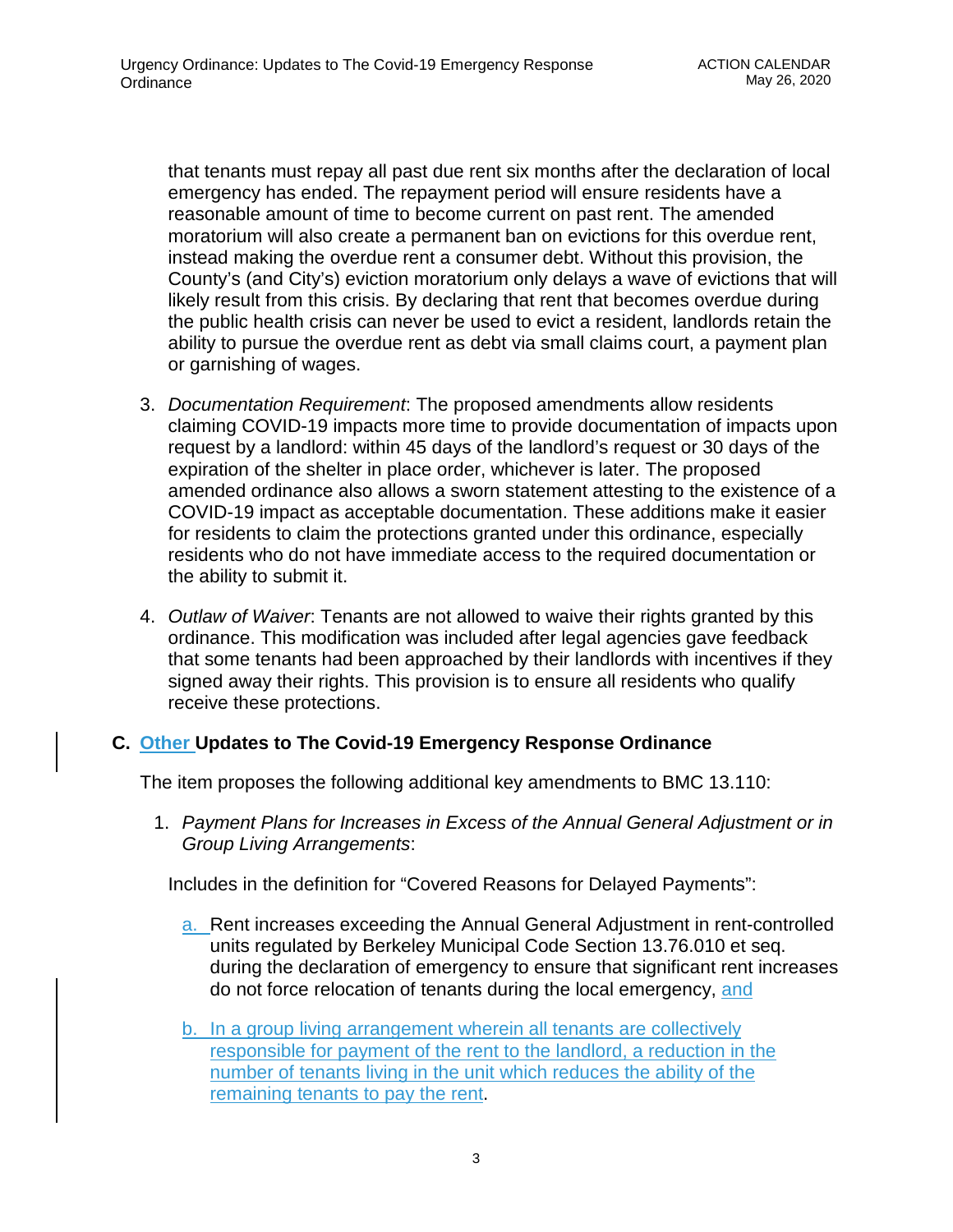that tenants must repay all past due rent six months after the declaration of local emergency has ended. The repayment period will ensure residents have a reasonable amount of time to become current on past rent. The amended moratorium will also create a permanent ban on evictions for this overdue rent, instead making the overdue rent a consumer debt. Without this provision, the County's (and City's) eviction moratorium only delays a wave of evictions that will likely result from this crisis. By declaring that rent that becomes overdue during the public health crisis can never be used to evict a resident, landlords retain the ability to pursue the overdue rent as debt via small claims court, a payment plan or garnishing of wages.

3. *Documentation Requirement*: The proposed amendments allow residents claiming COVID-19 impacts more time to provide documentation of impacts upon request by a landlord: within 45 days of the landlord's request or 30 days of the expiration of the shelter in place order, whichever is later. The proposed amended ordinance also allows a sworn statement attesting to the existence of a COVID-19 impact as acceptable documentation. These additions make it easier for residents to claim the protections granted under this ordinance, especially residents who do not have immediate access to the required documentation or the ability to submit it.

4. *Outlaw of Waiver*: Tenants are not allowed to waive their rights granted by this ordinance. This modification was included after legal agencies gave feedback that some tenants had been approached by their landlords with incentives if they signed away their rights. This provision is to ensure all residents who qualify receive these protections.

### C. Other Updates to The Covid-19 Emergency Response Ordinance

The item proposes the following additional key amendments to BMC 13.110:

1. *Payment Plans for Increases in Excess of the Annual General Adjustment or in Group Living Arrangements*:

   Includes in the definition for "Covered Reasons for Delayed Payments":

   a. Rent increases exceeding the Annual General Adjustment in rent-controlled units regulated by Berkeley Municipal Code Section 13.76.010 et seq. during the declaration of emergency to ensure that significant rent increases do not force relocation of tenants during the local emergency, and

   b. In a group living arrangement wherein all tenants are collectively responsible for payment of the rent to the landlord, a reduction in the number of tenants living in the unit which reduces the ability of the remaining tenants to pay the rent.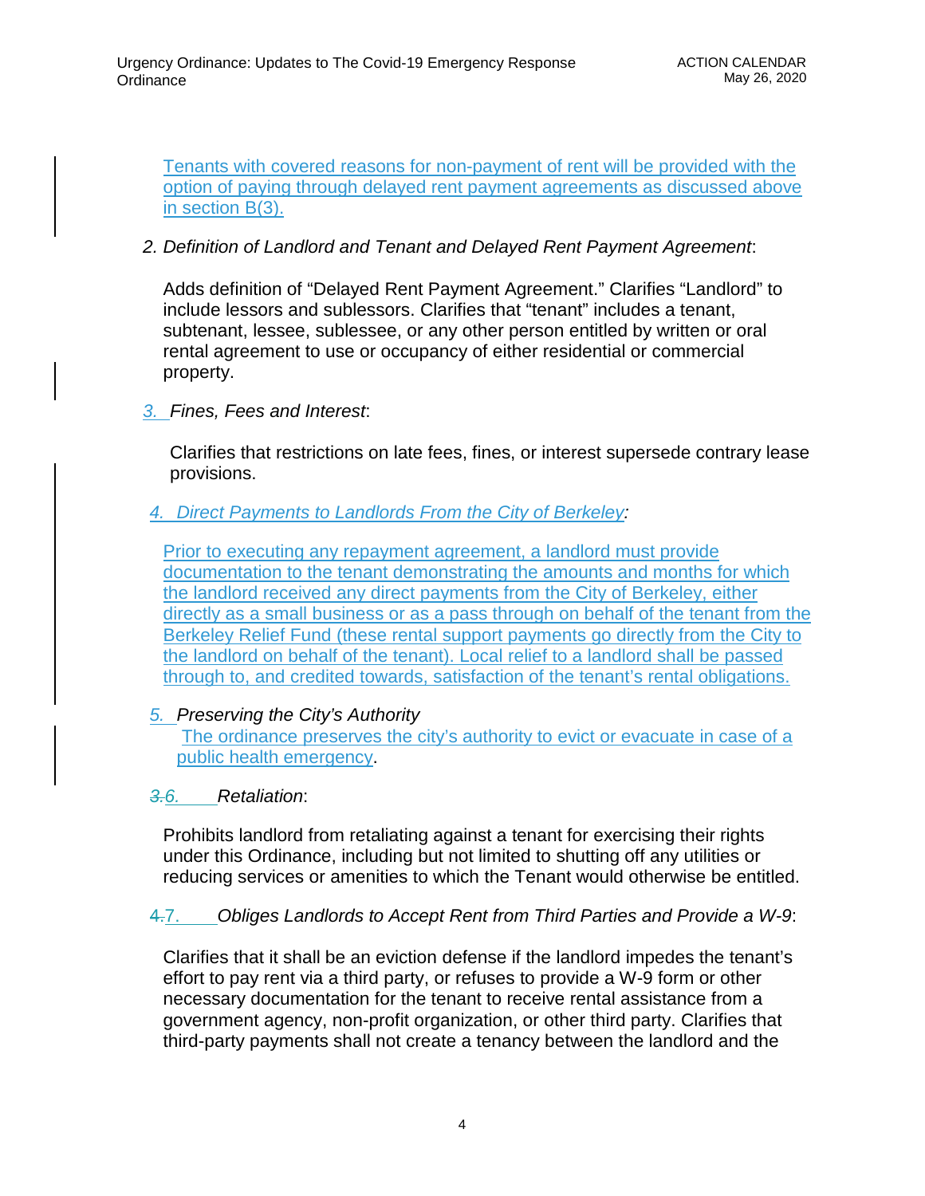Tenants with covered reasons for non-payment of rent will be provided with the option of paying through delayed rent payment agreements as discussed above in section B(3).

2. *Definition of Landlord and Tenant and Delayed Rent Payment Agreement*:

   Adds definition of "Delayed Rent Payment Agreement." Clarifies "Landlord" to include lessors and sublessors. Clarifies that "tenant" includes a tenant, subtenant, lessee, sublessee, or any other person entitled by written or oral rental agreement to use or occupancy of either residential or commercial property.

3. *Fines, Fees and Interest*:

   Clarifies that restrictions on late fees, fines, or interest supersede contrary lease provisions.

4. *Direct Payments to Landlords From the City of Berkeley*:

   Prior to executing any repayment agreement, a landlord must provide documentation to the tenant demonstrating the amounts and months for which the landlord received any direct payments from the City of Berkeley, either directly as a small business or as a pass through on behalf of the tenant from the Berkeley Relief Fund (these rental support payments go directly from the City to the landlord on behalf of the tenant). Local relief to a landlord shall be passed through to, and credited towards, satisfaction of the tenant's rental obligations.

5. *Preserving the City's Authority*

   The ordinance preserves the city's authority to evict or evacuate in case of a public health emergency.

~~3.~~6. *Retaliation*:

   Prohibits landlord from retaliating against a tenant for exercising their rights under this Ordinance, including but not limited to shutting off any utilities or reducing services or amenities to which the Tenant would otherwise be entitled.

~~4.~~7. *Obliges Landlords to Accept Rent from Third Parties and Provide a W-9*:

   Clarifies that it shall be an eviction defense if the landlord impedes the tenant's effort to pay rent via a third party, or refuses to provide a W-9 form or other necessary documentation for the tenant to receive rental assistance from a government agency, non-profit organization, or other third party. Clarifies that third-party payments shall not create a tenancy between the landlord and the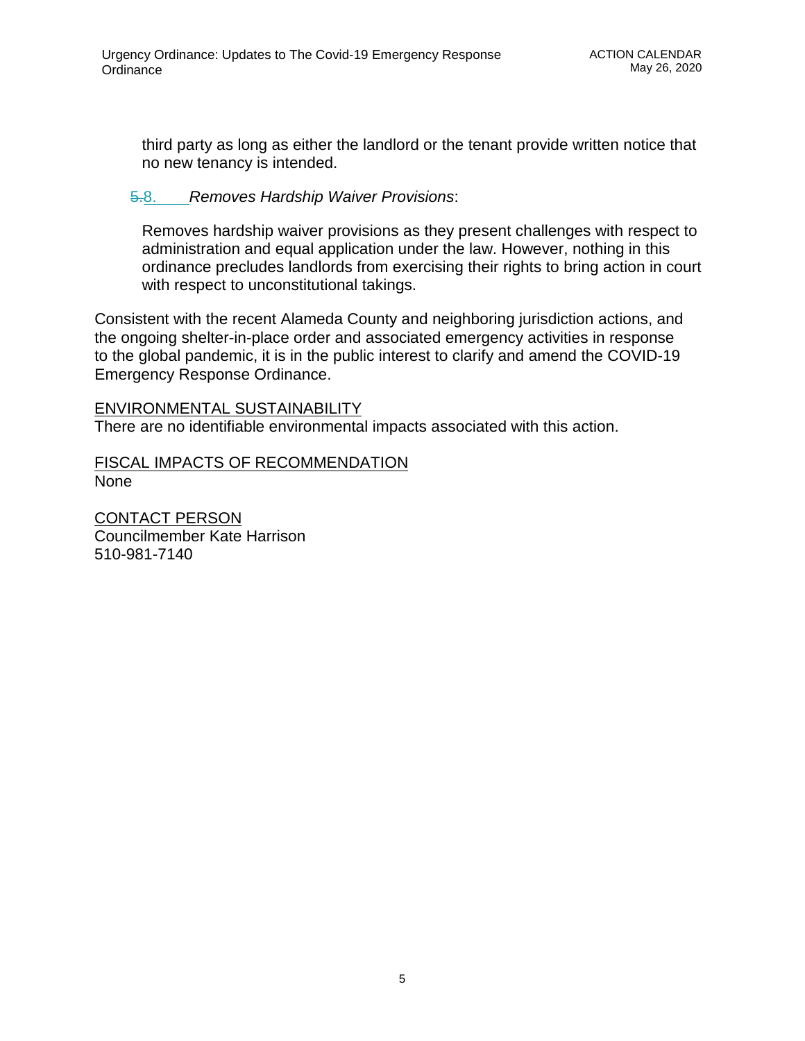third party as long as either the landlord or the tenant provide written notice that no new tenancy is intended.

~~5.~~8. *Removes Hardship Waiver Provisions*:

Removes hardship waiver provisions as they present challenges with respect to administration and equal application under the law. However, nothing in this ordinance precludes landlords from exercising their rights to bring action in court with respect to unconstitutional takings.

Consistent with the recent Alameda County and neighboring jurisdiction actions, and the ongoing shelter-in-place order and associated emergency activities in response to the global pandemic, it is in the public interest to clarify and amend the COVID-19 Emergency Response Ordinance.

<u>ENVIRONMENTAL SUSTAINABILITY</u>
There are no identifiable environmental impacts associated with this action.

<u>FISCAL IMPACTS OF RECOMMENDATION</u>
None

<u>CONTACT PERSON</u>
Councilmember Kate Harrison
510-981-7140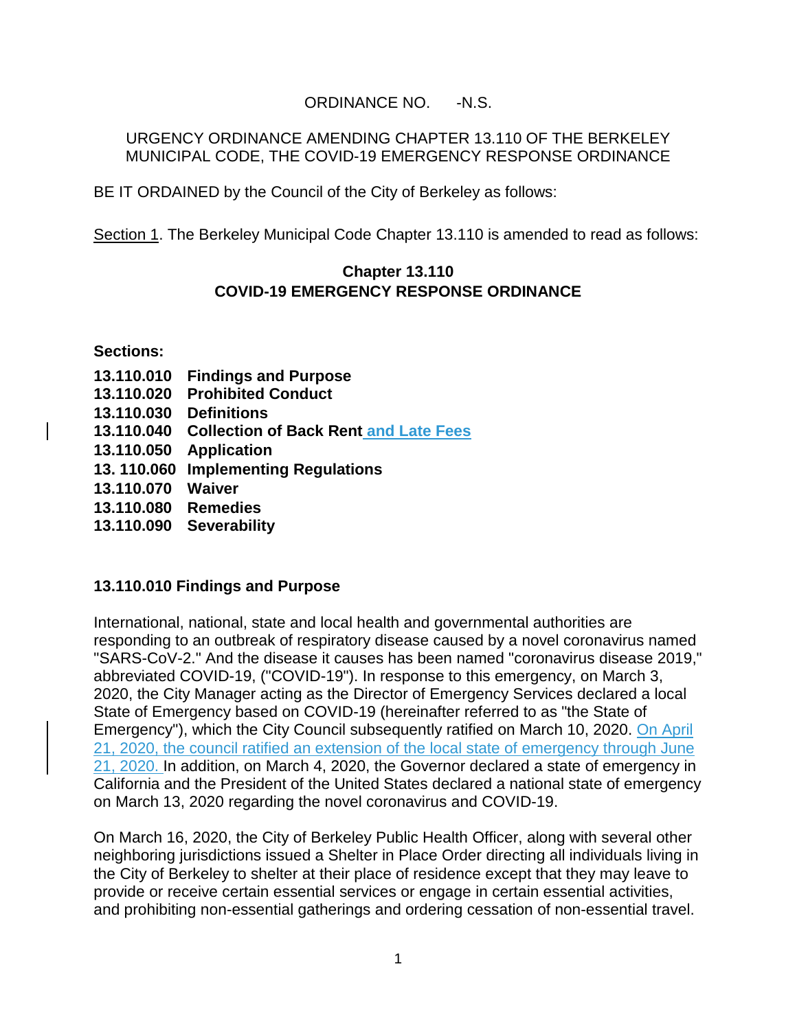ORDINANCE NO. -N.S.

URGENCY ORDINANCE AMENDING CHAPTER 13.110 OF THE BERKELEY MUNICIPAL CODE, THE COVID-19 EMERGENCY RESPONSE ORDINANCE

BE IT ORDAINED by the Council of the City of Berkeley as follows:

Section 1. The Berkeley Municipal Code Chapter 13.110 is amended to read as follows:

## Chapter 13.110
## COVID-19 EMERGENCY RESPONSE ORDINANCE

**Sections:**

**13.110.010 Findings and Purpose**
**13.110.020 Prohibited Conduct**
**13.110.030 Definitions**
**13.110.040 Collection of Back Rent and Late Fees**
**13.110.050 Application**
**13. 110.060 Implementing Regulations**
**13.110.070 Waiver**
**13.110.080 Remedies**
**13.110.090 Severability**

### 13.110.010 Findings and Purpose

International, national, state and local health and governmental authorities are responding to an outbreak of respiratory disease caused by a novel coronavirus named "SARS-CoV-2." And the disease it causes has been named "coronavirus disease 2019," abbreviated COVID-19, ("COVID-19"). In response to this emergency, on March 3, 2020, the City Manager acting as the Director of Emergency Services declared a local State of Emergency based on COVID-19 (hereinafter referred to as "the State of Emergency"), which the City Council subsequently ratified on March 10, 2020. On April 21, 2020, the council ratified an extension of the local state of emergency through June 21, 2020. In addition, on March 4, 2020, the Governor declared a state of emergency in California and the President of the United States declared a national state of emergency on March 13, 2020 regarding the novel coronavirus and COVID-19.

On March 16, 2020, the City of Berkeley Public Health Officer, along with several other neighboring jurisdictions issued a Shelter in Place Order directing all individuals living in the City of Berkeley to shelter at their place of residence except that they may leave to provide or receive certain essential services or engage in certain essential activities, and prohibiting non-essential gatherings and ordering cessation of non-essential travel.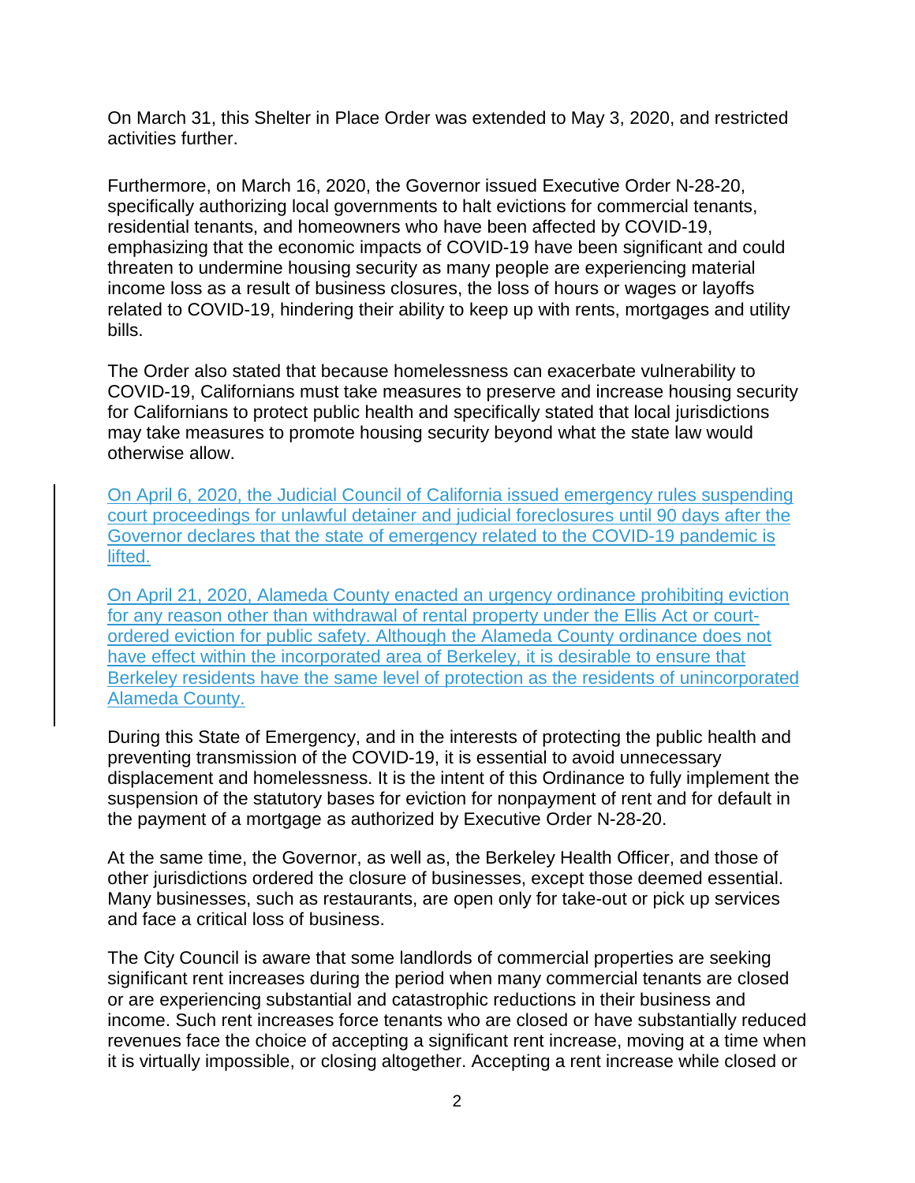On March 31, this Shelter in Place Order was extended to May 3, 2020, and restricted activities further.

Furthermore, on March 16, 2020, the Governor issued Executive Order N-28-20, specifically authorizing local governments to halt evictions for commercial tenants, residential tenants, and homeowners who have been affected by COVID-19, emphasizing that the economic impacts of COVID-19 have been significant and could threaten to undermine housing security as many people are experiencing material income loss as a result of business closures, the loss of hours or wages or layoffs related to COVID-19, hindering their ability to keep up with rents, mortgages and utility bills.

The Order also stated that because homelessness can exacerbate vulnerability to COVID-19, Californians must take measures to preserve and increase housing security for Californians to protect public health and specifically stated that local jurisdictions may take measures to promote housing security beyond what the state law would otherwise allow.

On April 6, 2020, the Judicial Council of California issued emergency rules suspending court proceedings for unlawful detainer and judicial foreclosures until 90 days after the Governor declares that the state of emergency related to the COVID-19 pandemic is lifted.

On April 21, 2020, Alameda County enacted an urgency ordinance prohibiting eviction for any reason other than withdrawal of rental property under the Ellis Act or court-ordered eviction for public safety. Although the Alameda County ordinance does not have effect within the incorporated area of Berkeley, it is desirable to ensure that Berkeley residents have the same level of protection as the residents of unincorporated Alameda County.

During this State of Emergency, and in the interests of protecting the public health and preventing transmission of the COVID-19, it is essential to avoid unnecessary displacement and homelessness. It is the intent of this Ordinance to fully implement the suspension of the statutory bases for eviction for nonpayment of rent and for default in the payment of a mortgage as authorized by Executive Order N-28-20.

At the same time, the Governor, as well as, the Berkeley Health Officer, and those of other jurisdictions ordered the closure of businesses, except those deemed essential. Many businesses, such as restaurants, are open only for take-out or pick up services and face a critical loss of business.

The City Council is aware that some landlords of commercial properties are seeking significant rent increases during the period when many commercial tenants are closed or are experiencing substantial and catastrophic reductions in their business and income. Such rent increases force tenants who are closed or have substantially reduced revenues face the choice of accepting a significant rent increase, moving at a time when it is virtually impossible, or closing altogether. Accepting a rent increase while closed or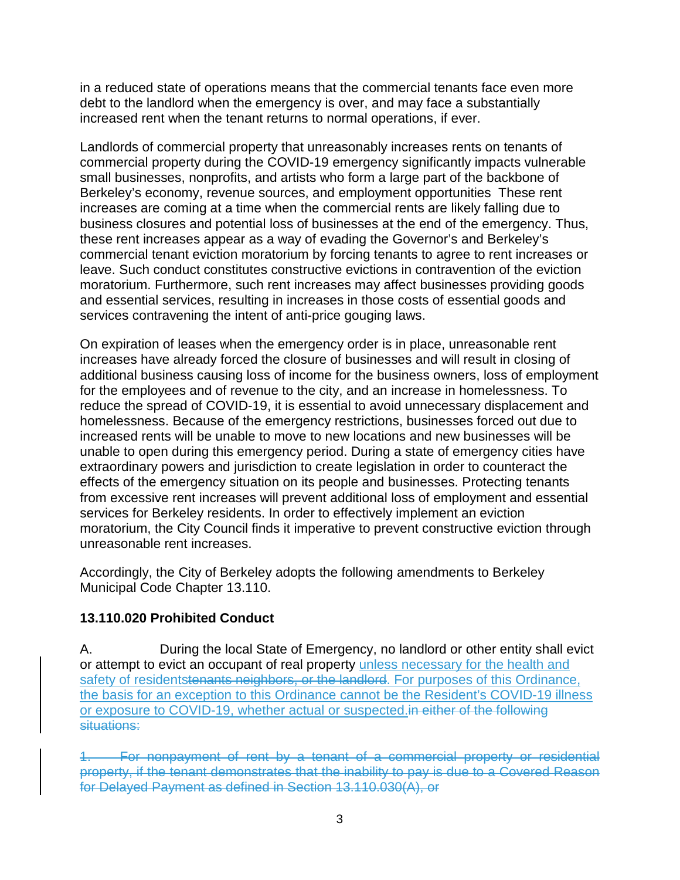in a reduced state of operations means that the commercial tenants face even more debt to the landlord when the emergency is over, and may face a substantially increased rent when the tenant returns to normal operations, if ever.

Landlords of commercial property that unreasonably increases rents on tenants of commercial property during the COVID-19 emergency significantly impacts vulnerable small businesses, nonprofits, and artists who form a large part of the backbone of Berkeley's economy, revenue sources, and employment opportunities  These rent increases are coming at a time when the commercial rents are likely falling due to business closures and potential loss of businesses at the end of the emergency. Thus, these rent increases appear as a way of evading the Governor's and Berkeley's commercial tenant eviction moratorium by forcing tenants to agree to rent increases or leave. Such conduct constitutes constructive evictions in contravention of the eviction moratorium. Furthermore, such rent increases may affect businesses providing goods and essential services, resulting in increases in those costs of essential goods and services contravening the intent of anti-price gouging laws.

On expiration of leases when the emergency order is in place, unreasonable rent increases have already forced the closure of businesses and will result in closing of additional business causing loss of income for the business owners, loss of employment for the employees and of revenue to the city, and an increase in homelessness. To reduce the spread of COVID-19, it is essential to avoid unnecessary displacement and homelessness. Because of the emergency restrictions, businesses forced out due to increased rents will be unable to move to new locations and new businesses will be unable to open during this emergency period. During a state of emergency cities have extraordinary powers and jurisdiction to create legislation in order to counteract the effects of the emergency situation on its people and businesses. Protecting tenants from excessive rent increases will prevent additional loss of employment and essential services for Berkeley residents. In order to effectively implement an eviction moratorium, the City Council finds it imperative to prevent constructive eviction through unreasonable rent increases.

Accordingly, the City of Berkeley adopts the following amendments to Berkeley Municipal Code Chapter 13.110.

**13.110.020 Prohibited Conduct**

A. During the local State of Emergency, no landlord or other entity shall evict or attempt to evict an occupant of real property <u>unless necessary for the health and safety of residents</u>~~tenants neighbors, or the landlord~~<u>. For purposes of this Ordinance, the basis for an exception to this Ordinance cannot be the Resident's COVID-19 illness or exposure to COVID-19, whether actual or suspected.</u>~~in either of the following situations:~~

~~1. For nonpayment of rent by a tenant of a commercial property or residential property, if the tenant demonstrates that the inability to pay is due to a Covered Reason for Delayed Payment as defined in Section 13.110.030(A), or~~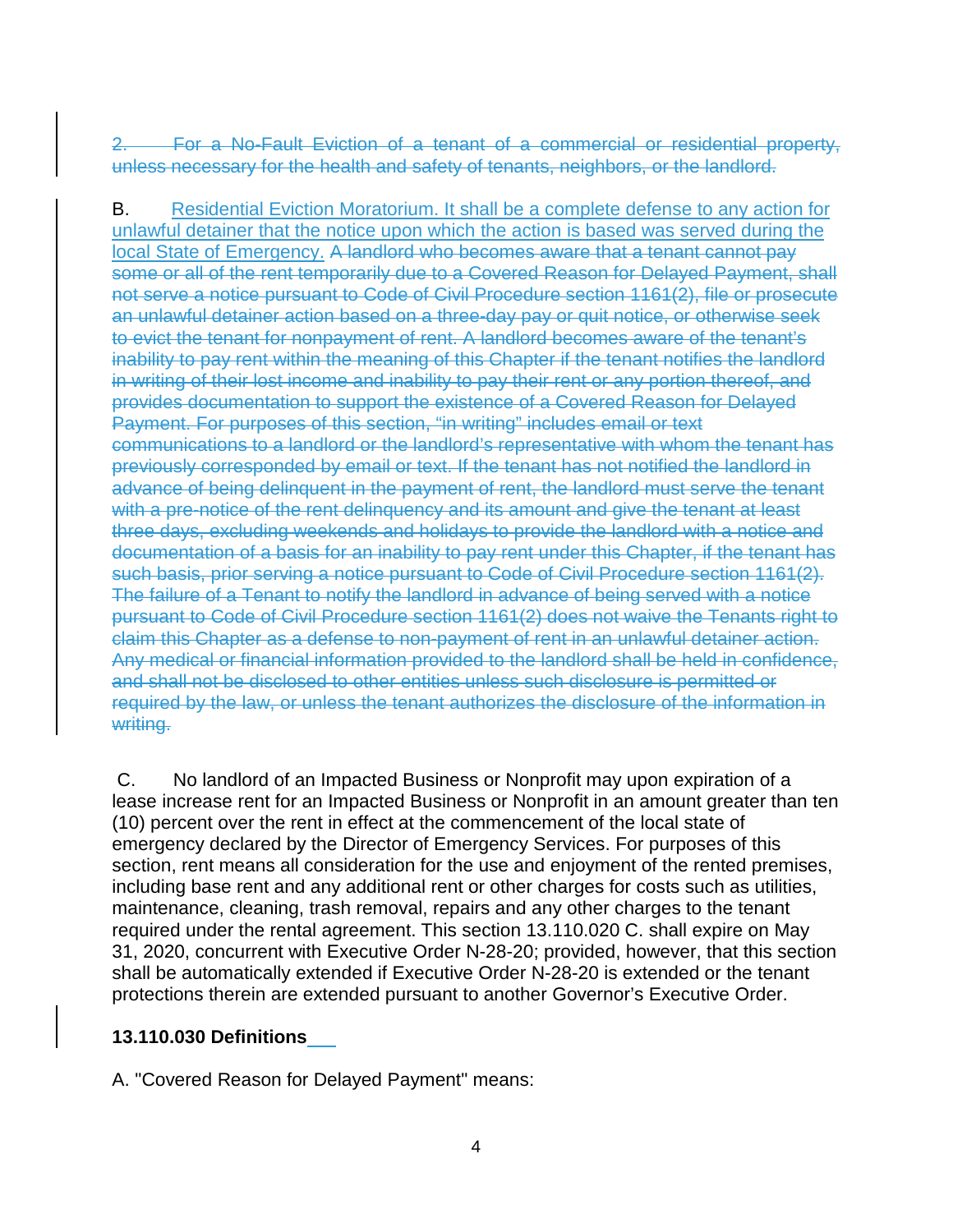~~2. For a No-Fault Eviction of a tenant of a commercial or residential property, unless necessary for the health and safety of tenants, neighbors, or the landlord.~~

B. <u>Residential Eviction Moratorium. It shall be a complete defense to any action for unlawful detainer that the notice upon which the action is based was served during the local State of Emergency.</u> ~~A landlord who becomes aware that a tenant cannot pay some or all of the rent temporarily due to a Covered Reason for Delayed Payment, shall not serve a notice pursuant to Code of Civil Procedure section 1161(2), file or prosecute an unlawful detainer action based on a three-day pay or quit notice, or otherwise seek to evict the tenant for nonpayment of rent. A landlord becomes aware of the tenant's inability to pay rent within the meaning of this Chapter if the tenant notifies the landlord in writing of their lost income and inability to pay their rent or any portion thereof, and provides documentation to support the existence of a Covered Reason for Delayed Payment. For purposes of this section, "in writing" includes email or text communications to a landlord or the landlord's representative with whom the tenant has previously corresponded by email or text. If the tenant has not notified the landlord in advance of being delinquent in the payment of rent, the landlord must serve the tenant with a pre-notice of the rent delinquency and its amount and give the tenant at least three days, excluding weekends and holidays to provide the landlord with a notice and documentation of a basis for an inability to pay rent under this Chapter, if the tenant has such basis, prior serving a notice pursuant to Code of Civil Procedure section 1161(2). The failure of a Tenant to notify the landlord in advance of being served with a notice pursuant to Code of Civil Procedure section 1161(2) does not waive the Tenants right to claim this Chapter as a defense to non-payment of rent in an unlawful detainer action. Any medical or financial information provided to the landlord shall be held in confidence, and shall not be disclosed to other entities unless such disclosure is permitted or required by the law, or unless the tenant authorizes the disclosure of the information in writing.~~

C. No landlord of an Impacted Business or Nonprofit may upon expiration of a lease increase rent for an Impacted Business or Nonprofit in an amount greater than ten (10) percent over the rent in effect at the commencement of the local state of emergency declared by the Director of Emergency Services. For purposes of this section, rent means all consideration for the use and enjoyment of the rented premises, including base rent and any additional rent or other charges for costs such as utilities, maintenance, cleaning, trash removal, repairs and any other charges to the tenant required under the rental agreement. This section 13.110.020 C. shall expire on May 31, 2020, concurrent with Executive Order N-28-20; provided, however, that this section shall be automatically extended if Executive Order N-28-20 is extended or the tenant protections therein are extended pursuant to another Governor's Executive Order.

**13.110.030 Definitions**

A. "Covered Reason for Delayed Payment" means: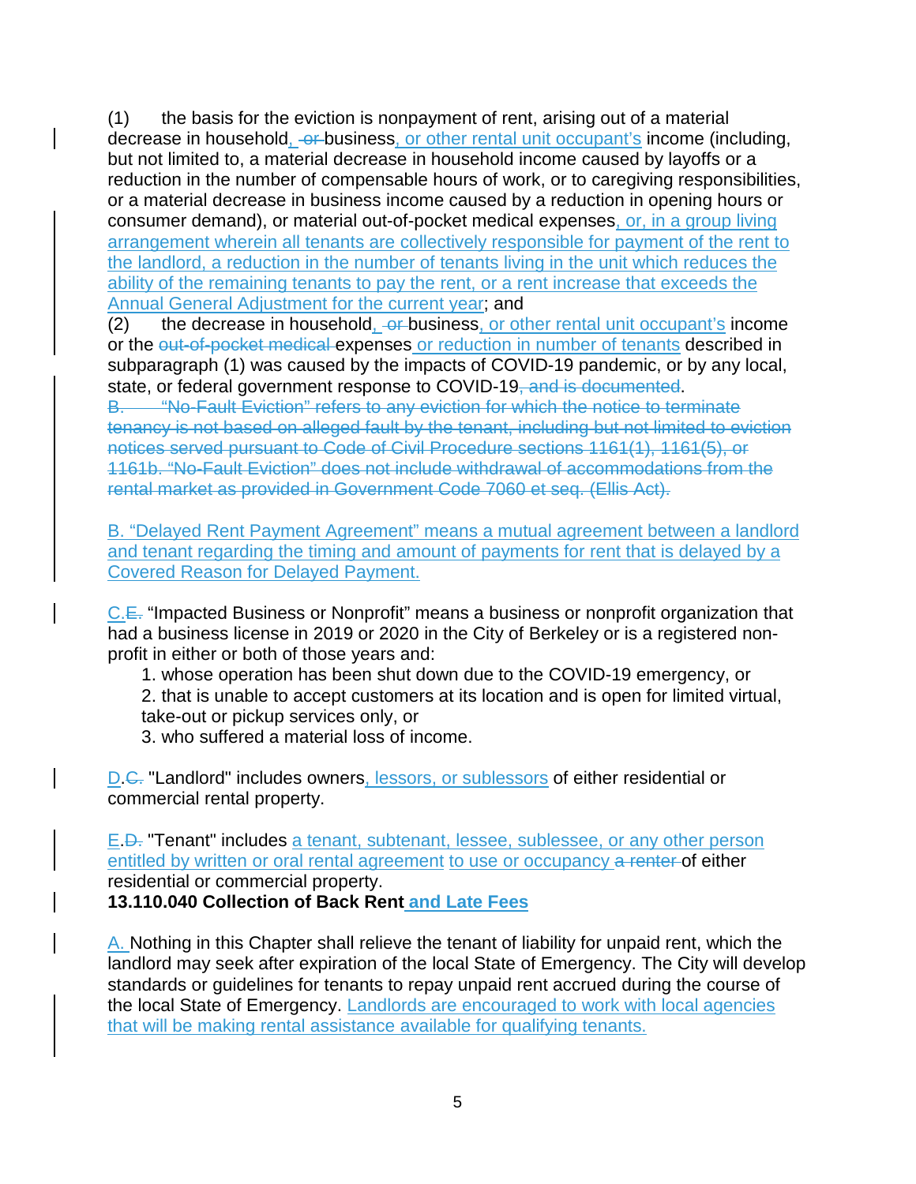(1) the basis for the eviction is nonpayment of rent, arising out of a material decrease in household, ~~or~~ business, or other rental unit occupant's income (including, but not limited to, a material decrease in household income caused by layoffs or a reduction in the number of compensable hours of work, or to caregiving responsibilities, or a material decrease in business income caused by a reduction in opening hours or consumer demand), or material out-of-pocket medical expenses, or, in a group living arrangement wherein all tenants are collectively responsible for payment of the rent to the landlord, a reduction in the number of tenants living in the unit which reduces the ability of the remaining tenants to pay the rent, or a rent increase that exceeds the Annual General Adjustment for the current year; and

(2) the decrease in household, ~~or~~ business, or other rental unit occupant's income or the ~~out-of-pocket medical~~ expenses or reduction in number of tenants described in subparagraph (1) was caused by the impacts of COVID-19 pandemic, or by any local, state, or federal government response to COVID-19~~, and is documented~~.

~~B. "No-Fault Eviction" refers to any eviction for which the notice to terminate tenancy is not based on alleged fault by the tenant, including but not limited to eviction notices served pursuant to Code of Civil Procedure sections 1161(1), 1161(5), or 1161b. "No-Fault Eviction" does not include withdrawal of accommodations from the rental market as provided in Government Code 7060 et seq. (Ellis Act).~~

B. "Delayed Rent Payment Agreement" means a mutual agreement between a landlord and tenant regarding the timing and amount of payments for rent that is delayed by a Covered Reason for Delayed Payment.

C.~~E.~~ "Impacted Business or Nonprofit" means a business or nonprofit organization that had a business license in 2019 or 2020 in the City of Berkeley or is a registered non-profit in either or both of those years and:

1. whose operation has been shut down due to the COVID-19 emergency, or
2. that is unable to accept customers at its location and is open for limited virtual, take-out or pickup services only, or
3. who suffered a material loss of income.

D.~~C.~~ "Landlord" includes owners, lessors, or sublessors of either residential or commercial rental property.

E.~~D.~~ "Tenant" includes a tenant, subtenant, lessee, sublessee, or any other person entitled by written or oral rental agreement to use or occupancy ~~a renter~~ of either residential or commercial property.

**13.110.040 Collection of Back Rent and Late Fees**

A. Nothing in this Chapter shall relieve the tenant of liability for unpaid rent, which the landlord may seek after expiration of the local State of Emergency. The City will develop standards or guidelines for tenants to repay unpaid rent accrued during the course of the local State of Emergency. Landlords are encouraged to work with local agencies that will be making rental assistance available for qualifying tenants.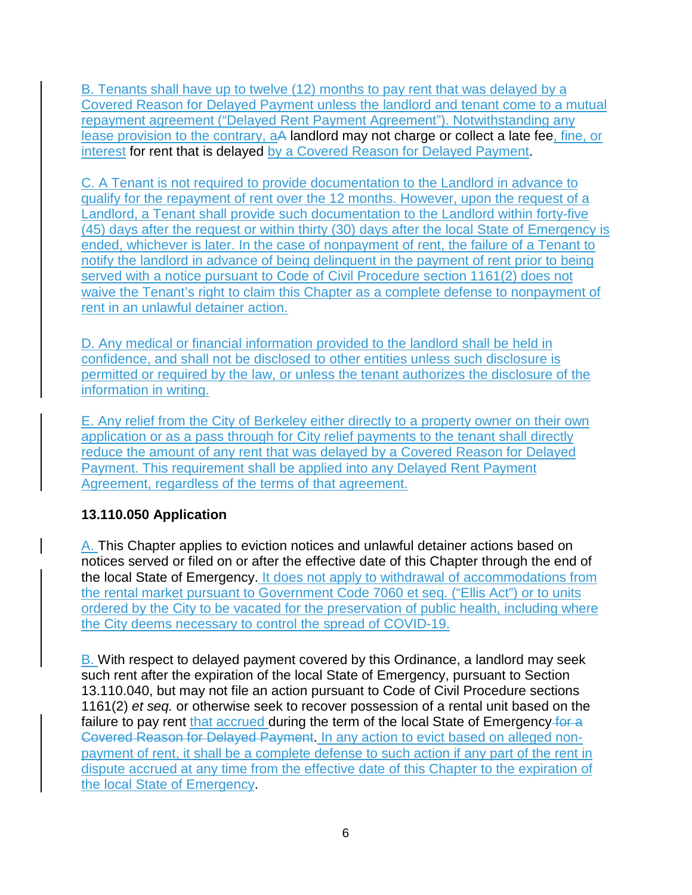B. Tenants shall have up to twelve (12) months to pay rent that was delayed by a Covered Reason for Delayed Payment unless the landlord and tenant come to a mutual repayment agreement ("Delayed Rent Payment Agreement"). Notwithstanding any lease provision to the contrary, aA landlord may not charge or collect a late fee, fine, or interest for rent that is delayed by a Covered Reason for Delayed Payment.

C. A Tenant is not required to provide documentation to the Landlord in advance to qualify for the repayment of rent over the 12 months. However, upon the request of a Landlord, a Tenant shall provide such documentation to the Landlord within forty-five (45) days after the request or within thirty (30) days after the local State of Emergency is ended, whichever is later. In the case of nonpayment of rent, the failure of a Tenant to notify the landlord in advance of being delinquent in the payment of rent prior to being served with a notice pursuant to Code of Civil Procedure section 1161(2) does not waive the Tenant's right to claim this Chapter as a complete defense to nonpayment of rent in an unlawful detainer action.

D. Any medical or financial information provided to the landlord shall be held in confidence, and shall not be disclosed to other entities unless such disclosure is permitted or required by the law, or unless the tenant authorizes the disclosure of the information in writing.

E. Any relief from the City of Berkeley either directly to a property owner on their own application or as a pass through for City relief payments to the tenant shall directly reduce the amount of any rent that was delayed by a Covered Reason for Delayed Payment. This requirement shall be applied into any Delayed Rent Payment Agreement, regardless of the terms of that agreement.

**13.110.050 Application**

A. This Chapter applies to eviction notices and unlawful detainer actions based on notices served or filed on or after the effective date of this Chapter through the end of the local State of Emergency. It does not apply to withdrawal of accommodations from the rental market pursuant to Government Code 7060 et seq. ("Ellis Act") or to units ordered by the City to be vacated for the preservation of public health, including where the City deems necessary to control the spread of COVID-19.

B. With respect to delayed payment covered by this Ordinance, a landlord may seek such rent after the expiration of the local State of Emergency, pursuant to Section 13.110.040, but may not file an action pursuant to Code of Civil Procedure sections 1161(2) *et seq.* or otherwise seek to recover possession of a rental unit based on the failure to pay rent that accrued during the term of the local State of Emergency ~~for a Covered Reason for Delayed Payment~~. In any action to evict based on alleged non-payment of rent, it shall be a complete defense to such action if any part of the rent in dispute accrued at any time from the effective date of this Chapter to the expiration of the local State of Emergency.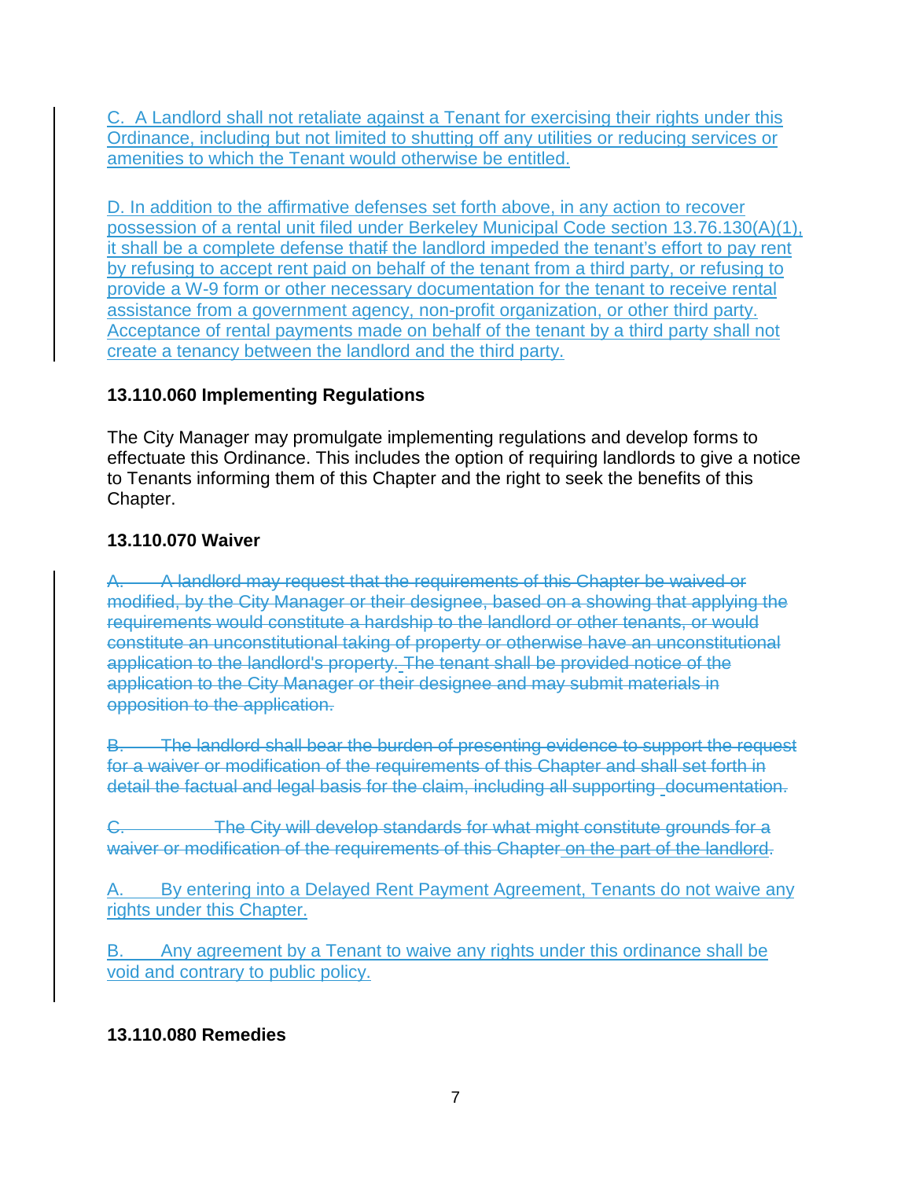C. A Landlord shall not retaliate against a Tenant for exercising their rights under this Ordinance, including but not limited to shutting off any utilities or reducing services or amenities to which the Tenant would otherwise be entitled.

D. In addition to the affirmative defenses set forth above, in any action to recover possession of a rental unit filed under Berkeley Municipal Code section 13.76.130(A)(1), it shall be a complete defense that~~if~~ the landlord impeded the tenant's effort to pay rent by refusing to accept rent paid on behalf of the tenant from a third party, or refusing to provide a W-9 form or other necessary documentation for the tenant to receive rental assistance from a government agency, non-profit organization, or other third party. Acceptance of rental payments made on behalf of the tenant by a third party shall not create a tenancy between the landlord and the third party.

**13.110.060 Implementing Regulations**

The City Manager may promulgate implementing regulations and develop forms to effectuate this Ordinance. This includes the option of requiring landlords to give a notice to Tenants informing them of this Chapter and the right to seek the benefits of this Chapter.

**13.110.070 Waiver**

~~A. A landlord may request that the requirements of this Chapter be waived or modified, by the City Manager or their designee, based on a showing that applying the requirements would constitute a hardship to the landlord or other tenants, or would constitute an unconstitutional taking of property or otherwise have an unconstitutional application to the landlord's property. The tenant shall be provided notice of the application to the City Manager or their designee and may submit materials in opposition to the application.~~

~~B. The landlord shall bear the burden of presenting evidence to support the request for a waiver or modification of the requirements of this Chapter and shall set forth in detail the factual and legal basis for the claim, including all supporting documentation.~~

~~C. The City will develop standards for what might constitute grounds for a waiver or modification of the requirements of this Chapter on the part of the landlord.~~

A. By entering into a Delayed Rent Payment Agreement, Tenants do not waive any rights under this Chapter.

B. Any agreement by a Tenant to waive any rights under this ordinance shall be void and contrary to public policy.

**13.110.080 Remedies**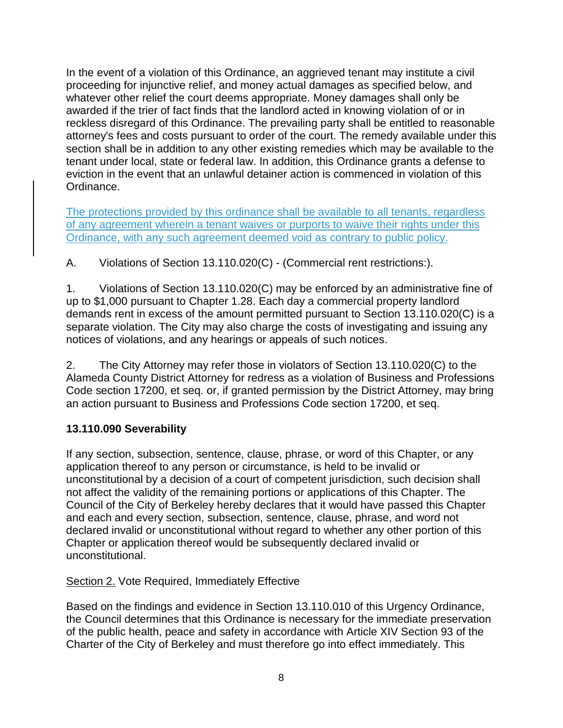In the event of a violation of this Ordinance, an aggrieved tenant may institute a civil proceeding for injunctive relief, and money actual damages as specified below, and whatever other relief the court deems appropriate. Money damages shall only be awarded if the trier of fact finds that the landlord acted in knowing violation of or in reckless disregard of this Ordinance. The prevailing party shall be entitled to reasonable attorney's fees and costs pursuant to order of the court. The remedy available under this section shall be in addition to any other existing remedies which may be available to the tenant under local, state or federal law. In addition, this Ordinance grants a defense to eviction in the event that an unlawful detainer action is commenced in violation of this Ordinance.

The protections provided by this ordinance shall be available to all tenants, regardless of any agreement wherein a tenant waives or purports to waive their rights under this Ordinance, with any such agreement deemed void as contrary to public policy.

A. Violations of Section 13.110.020(C) - (Commercial rent restrictions:).

1. Violations of Section 13.110.020(C) may be enforced by an administrative fine of up to $1,000 pursuant to Chapter 1.28. Each day a commercial property landlord demands rent in excess of the amount permitted pursuant to Section 13.110.020(C) is a separate violation. The City may also charge the costs of investigating and issuing any notices of violations, and any hearings or appeals of such notices.

2. The City Attorney may refer those in violators of Section 13.110.020(C) to the Alameda County District Attorney for redress as a violation of Business and Professions Code section 17200, et seq. or, if granted permission by the District Attorney, may bring an action pursuant to Business and Professions Code section 17200, et seq.

**13.110.090 Severability**

If any section, subsection, sentence, clause, phrase, or word of this Chapter, or any application thereof to any person or circumstance, is held to be invalid or unconstitutional by a decision of a court of competent jurisdiction, such decision shall not affect the validity of the remaining portions or applications of this Chapter. The Council of the City of Berkeley hereby declares that it would have passed this Chapter and each and every section, subsection, sentence, clause, phrase, and word not declared invalid or unconstitutional without regard to whether any other portion of this Chapter or application thereof would be subsequently declared invalid or unconstitutional.

Section 2. Vote Required, Immediately Effective

Based on the findings and evidence in Section 13.110.010 of this Urgency Ordinance, the Council determines that this Ordinance is necessary for the immediate preservation of the public health, peace and safety in accordance with Article XIV Section 93 of the Charter of the City of Berkeley and must therefore go into effect immediately. This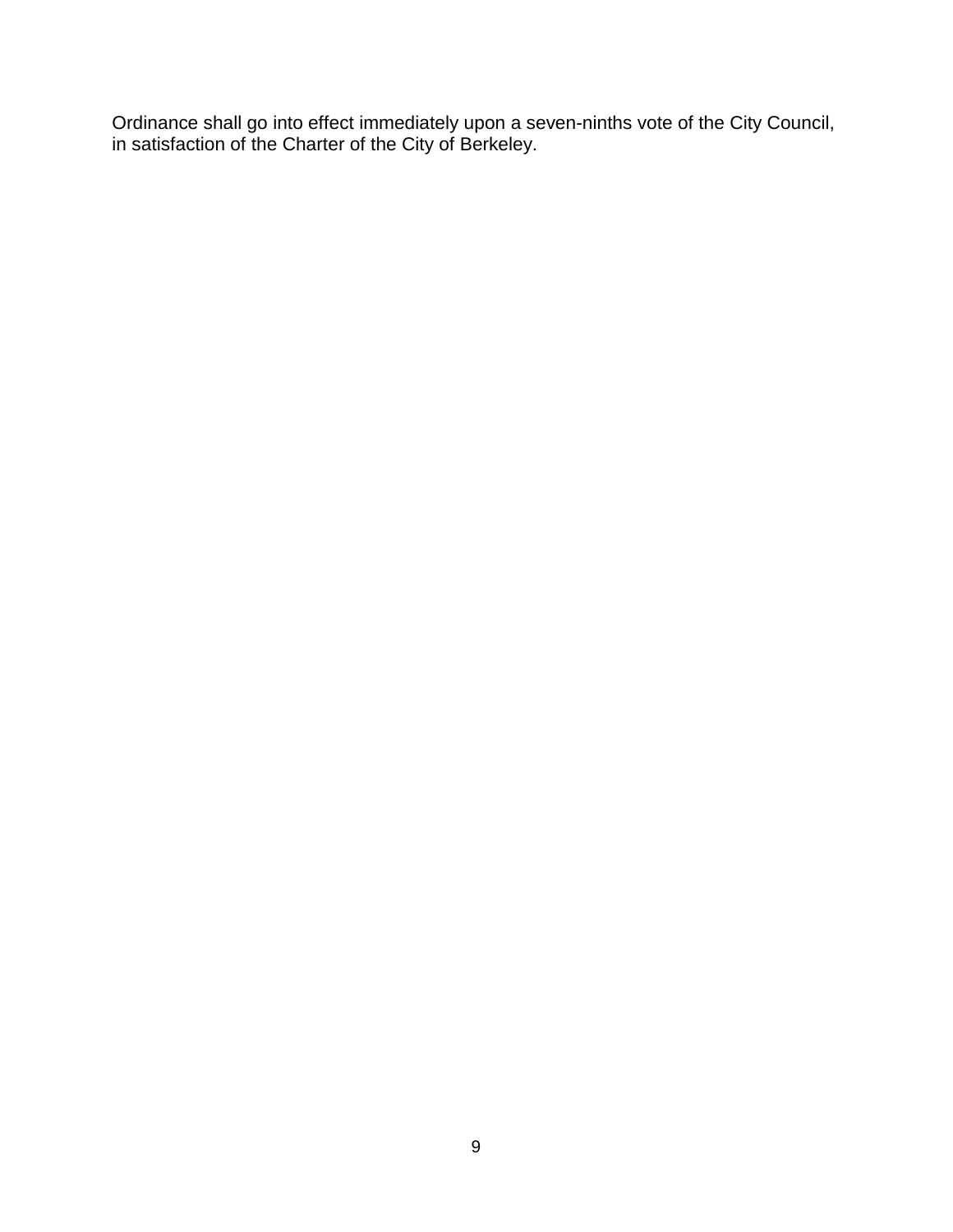Ordinance shall go into effect immediately upon a seven-ninths vote of the City Council, in satisfaction of the Charter of the City of Berkeley.